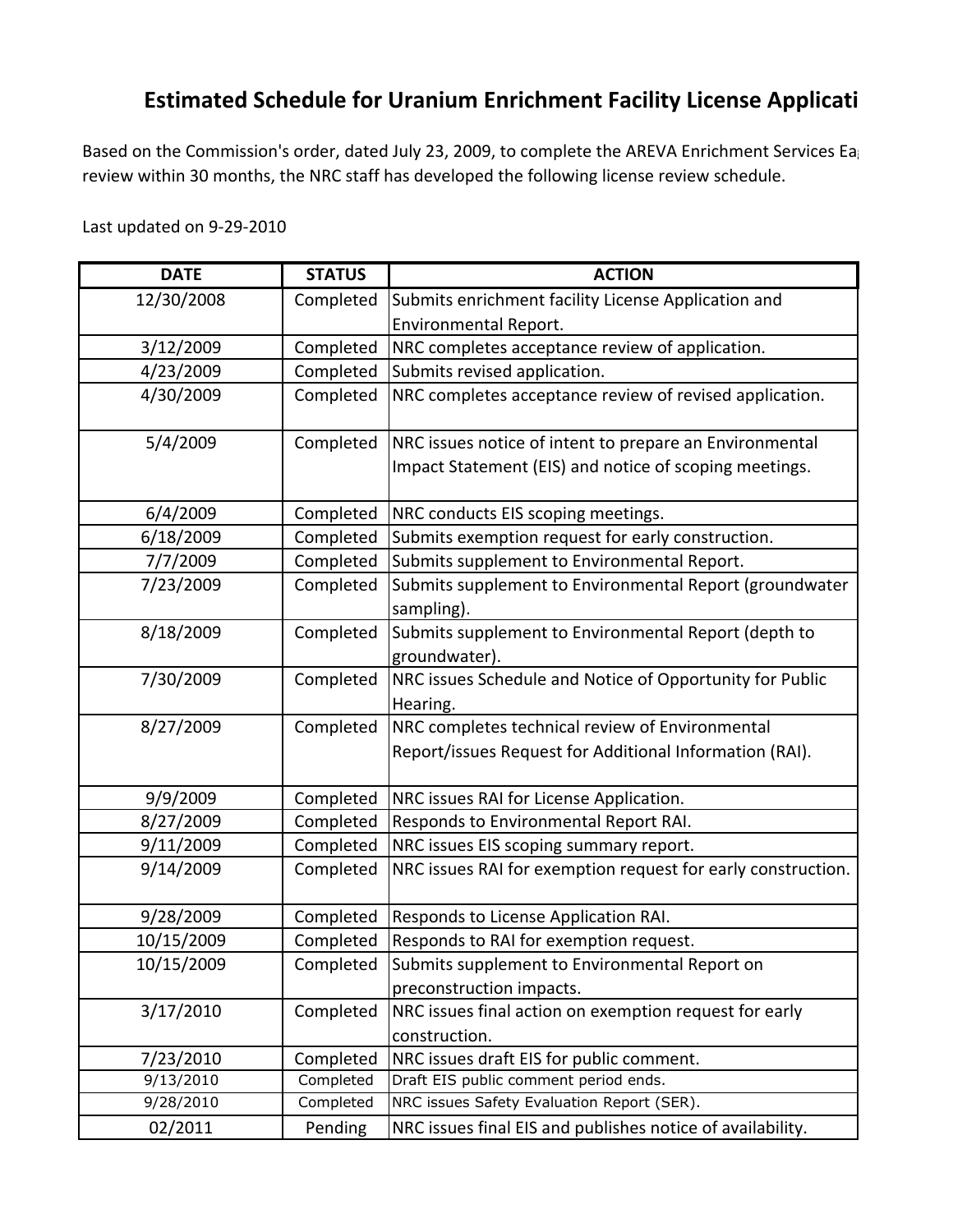# Estimated Schedule for Uranium Enrichment Facility License Applicati

Based on the Commission's order, dated July 23, 2009, to complete the AREVA Enrichment Services Ea
review within 30 months, the NRC staff has developed the following license review schedule.

Last updated on 9-29-2010

| DATE | STATUS | ACTION |
|---|---|---|
| 12/30/2008 | Completed | Submits enrichment facility License Application and Environmental Report. |
| 3/12/2009 | Completed | NRC completes acceptance review of application. |
| 4/23/2009 | Completed | Submits revised application. |
| 4/30/2009 | Completed | NRC completes acceptance review of revised application. |
| 5/4/2009 | Completed | NRC issues notice of intent to prepare an Environmental Impact Statement (EIS) and notice of scoping meetings. |
| 6/4/2009 | Completed | NRC conducts EIS scoping meetings. |
| 6/18/2009 | Completed | Submits exemption request for early construction. |
| 7/7/2009 | Completed | Submits supplement to Environmental Report. |
| 7/23/2009 | Completed | Submits supplement to Environmental Report (groundwater sampling). |
| 8/18/2009 | Completed | Submits supplement to Environmental Report (depth to groundwater). |
| 7/30/2009 | Completed | NRC issues Schedule and Notice of Opportunity for Public Hearing. |
| 8/27/2009 | Completed | NRC completes technical review of Environmental Report/issues Request for Additional Information (RAI). |
| 9/9/2009 | Completed | NRC issues RAI for License Application. |
| 8/27/2009 | Completed | Responds to Environmental Report RAI. |
| 9/11/2009 | Completed | NRC issues EIS scoping summary report. |
| 9/14/2009 | Completed | NRC issues RAI for exemption request for early construction. |
| 9/28/2009 | Completed | Responds to License Application RAI. |
| 10/15/2009 | Completed | Responds to RAI for exemption request. |
| 10/15/2009 | Completed | Submits supplement to Environmental Report on preconstruction impacts. |
| 3/17/2010 | Completed | NRC issues final action on exemption request for early construction. |
| 7/23/2010 | Completed | NRC issues draft EIS for public comment. |
| 9/13/2010 | Completed | Draft EIS public comment period ends. |
| 9/28/2010 | Completed | NRC issues Safety Evaluation Report (SER). |
| 02/2011 | Pending | NRC issues final EIS and publishes notice of availability. |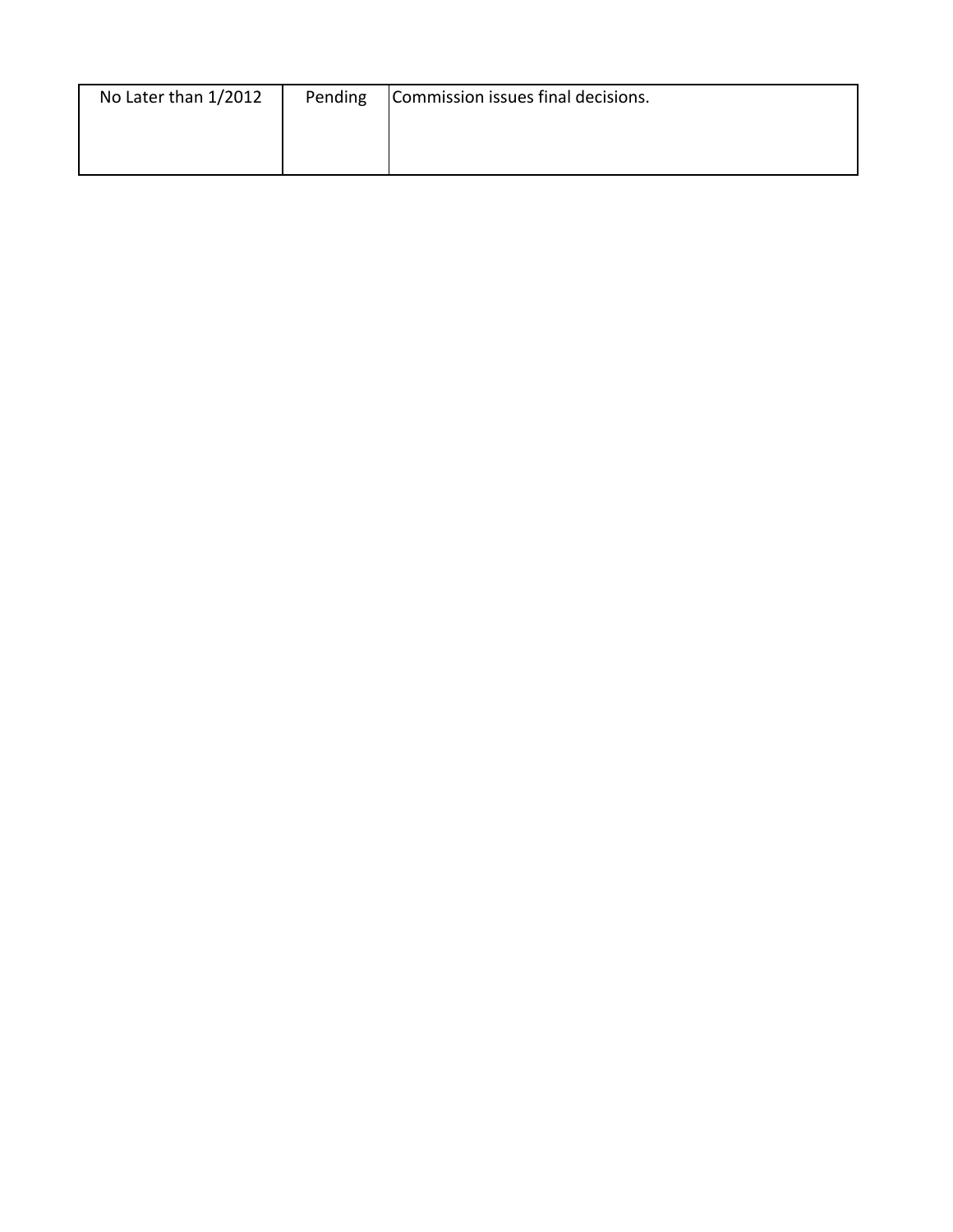| | | |
|---|---|---|
| No Later than 1/2012 | Pending | Commission issues final decisions. |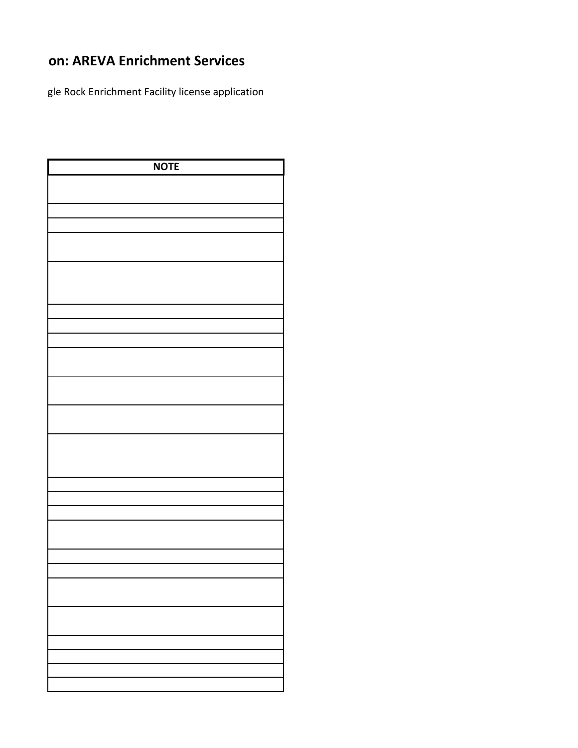## on: AREVA Enrichment Services

gle Rock Enrichment Facility license application

| NOTE |
|---|
| |
| |
| |
| |
| |
| |
| |
| |
| |
| |
| |
| |
| |
| |
| |
| |
| |
| |
| |
| |
| |
| |
| |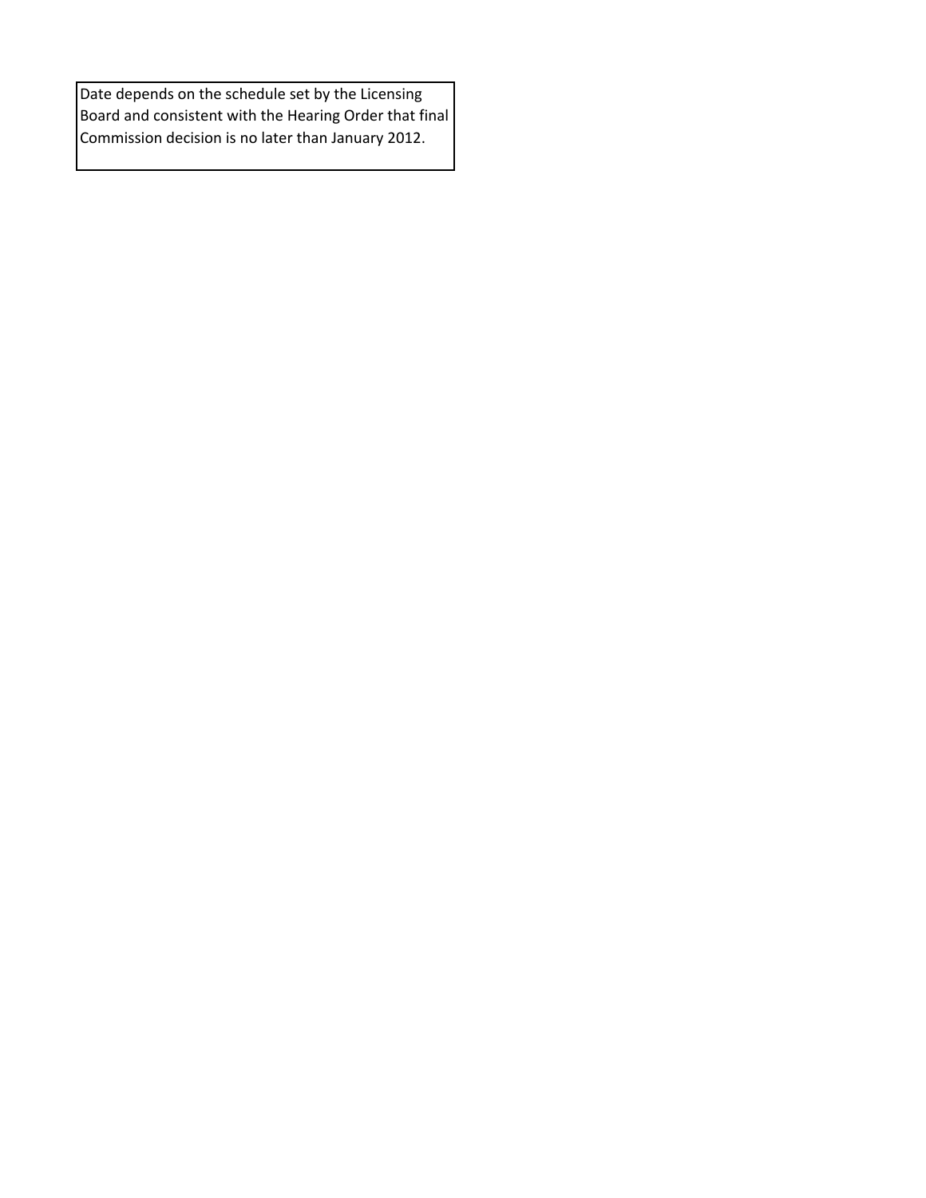Date depends on the schedule set by the Licensing Board and consistent with the Hearing Order that final Commission decision is no later than January 2012.